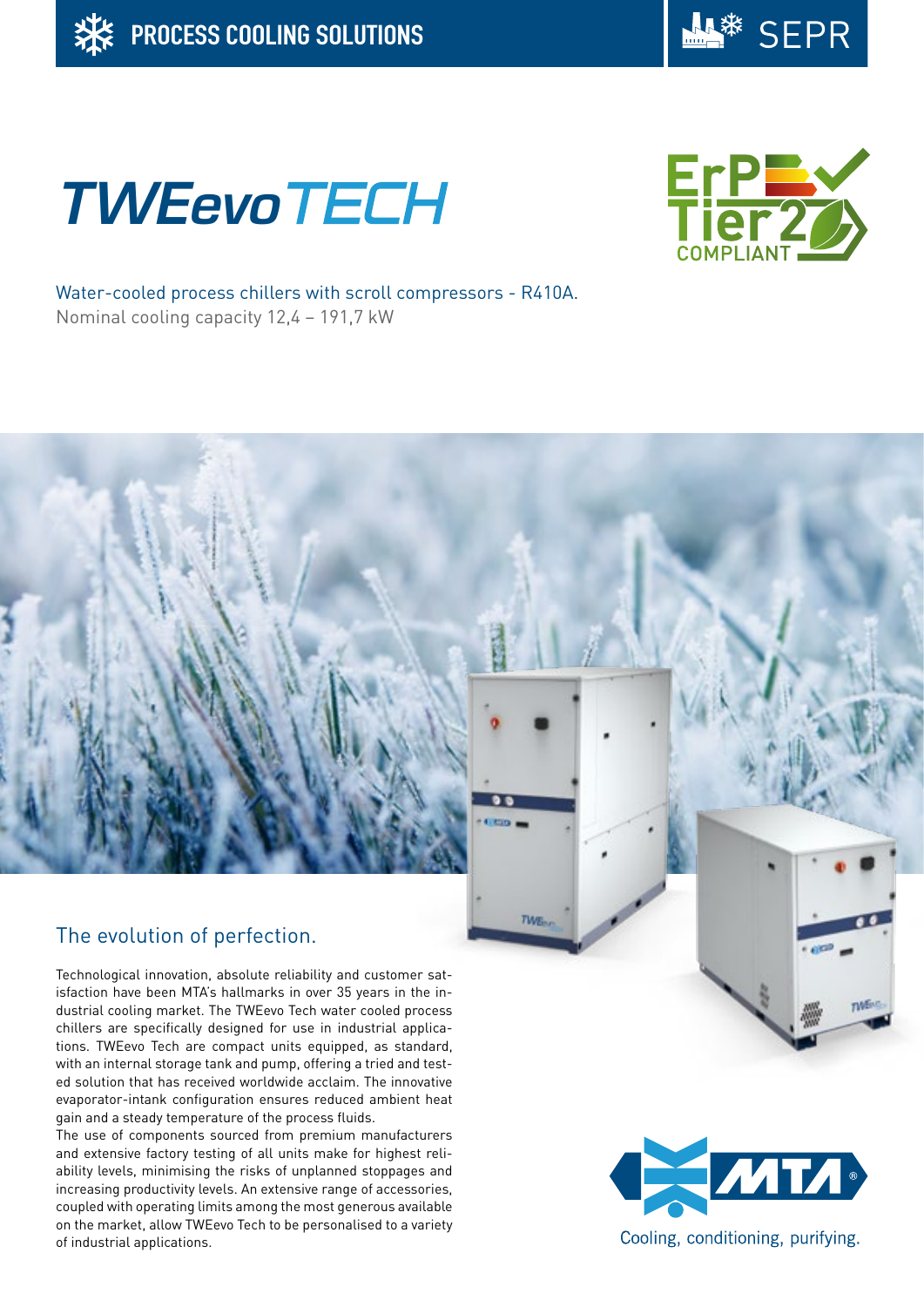PROCESS COOLING SOLUTIONS

SEPR

# TWEevoTECH

ErP Tier 2 COMPLIANT

Water-cooled process chillers with scroll compressors - R410A.
Nominal cooling capacity 12,4 – 191,7 kW

## The evolution of perfection.

Technological innovation, absolute reliability and customer satisfaction have been MTA's hallmarks in over 35 years in the industrial cooling market. The TWEevo Tech water cooled process chillers are specifically designed for use in industrial applications. TWEevo Tech are compact units equipped, as standard, with an internal storage tank and pump, offering a tried and tested solution that has received worldwide acclaim. The innovative evaporator-intank configuration ensures reduced ambient heat gain and a steady temperature of the process fluids.
The use of components sourced from premium manufacturers and extensive factory testing of all units make for highest reliability levels, minimising the risks of unplanned stoppages and increasing productivity levels. An extensive range of accessories, coupled with operating limits among the most generous available on the market, allow TWEevo Tech to be personalised to a variety of industrial applications.

MTA®
Cooling, conditioning, purifying.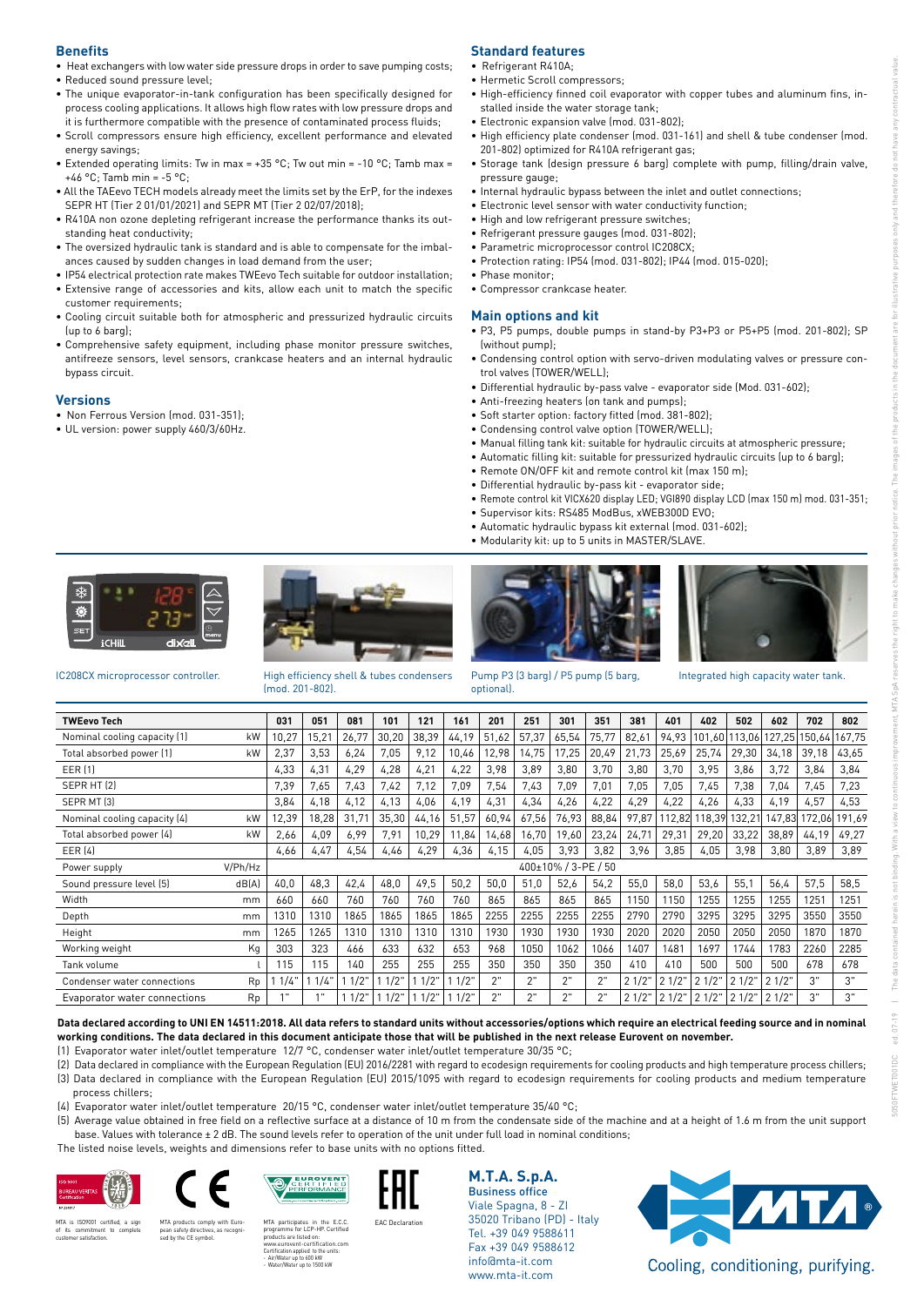## Benefits

- Heat exchangers with low water side pressure drops in order to save pumping costs;
- Reduced sound pressure level;
- The unique evaporator-in-tank configuration has been specifically designed for process cooling applications. It allows high flow rates with low pressure drops and it is furthermore compatible with the presence of contaminated process fluids;
- Scroll compressors ensure high efficiency, excellent performance and elevated energy savings;
- Extended operating limits: Tw in max = +35 °C; Tw out min = -10 °C; Tamb max = +46 °C; Tamb min = -5 °C;
- All the TAEevo TECH models already meet the limits set by the ErP, for the indexes SEPR HT (Tier 2 01/01/2021) and SEPR MT (Tier 2 02/07/2018);
- R410A non ozone depleting refrigerant increase the performance thanks its outstanding heat conductivity;
- The oversized hydraulic tank is standard and is able to compensate for the imbalances caused by sudden changes in load demand from the user;
- IP54 electrical protection rate makes TWEevo Tech suitable for outdoor installation;
- Extensive range of accessories and kits, allow each unit to match the specific customer requirements;
- Cooling circuit suitable both for atmospheric and pressurized hydraulic circuits (up to 6 barg);
- Comprehensive safety equipment, including phase monitor pressure switches, antifreeze sensors, level sensors, crankcase heaters and an internal hydraulic bypass circuit.

## Versions

- Non Ferrous Version (mod. 031-351);
- UL version: power supply 460/3/60Hz.

## Standard features

- Refrigerant R410A;
- Hermetic Scroll compressors;
- High-efficiency finned coil evaporator with copper tubes and aluminum fins, installed inside the water storage tank;
- Electronic expansion valve (mod. 031-802);
- High efficiency plate condenser (mod. 031-161) and shell & tube condenser (mod. 201-802) optimized for R410A refrigerant gas;
- Storage tank (design pressure 6 barg) complete with pump, filling/drain valve, pressure gauge;
- Internal hydraulic bypass between the inlet and outlet connections;
- Electronic level sensor with water conductivity function;
- High and low refrigerant pressure switches;
- Refrigerant pressure gauges (mod. 031-802);
- Parametric microprocessor control IC208CX;
- Protection rating: IP54 (mod. 031-802); IP44 (mod. 015-020);
- Phase monitor;
- Compressor crankcase heater.

## Main options and kit

- P3, P5 pumps, double pumps in stand-by P3+P3 or P5+P5 (mod. 201-802); SP (without pump);
- Condensing control option with servo-driven modulating valves or pressure control valves (TOWER/WELL);
- Differential hydraulic by-pass valve - evaporator side (Mod. 031-602);
- Anti-freezing heaters (on tank and pumps);
- Soft starter option: factory fitted (mod. 381-802);
- Condensing control valve option (TOWER/WELL);
- Manual filling tank kit: suitable for hydraulic circuits at atmospheric pressure;
- Automatic filling kit: suitable for pressurized hydraulic circuits (up to 6 barg);
- Remote ON/OFF kit and remote control kit (max 150 m);
- Differential hydraulic by-pass kit - evaporator side;
- Remote control kit VICX620 display LED; VGI890 display LCD (max 150 m) mod. 031-351;
- Supervisor kits: RS485 ModBus, xWEB300D EVO;
- Automatic hydraulic bypass kit external (mod. 031-602);
- Modularity kit: up to 5 units in MASTER/SLAVE.

IC208CX microprocessor controller.

High efficiency shell & tubes condensers (mod. 201-802).

Pump P3 (3 barg) / P5 pump (5 barg, optional).

Integrated high capacity water tank.

| TWEevo Tech | | 031 | 051 | 081 | 101 | 121 | 161 | 201 | 251 | 301 | 351 | 381 | 401 | 402 | 502 | 602 | 702 | 802 |
|---|---|---|---|---|---|---|---|---|---|---|---|---|---|---|---|---|---|---|
| Nominal cooling capacity (1) | kW | 10,27 | 15,21 | 26,77 | 30,20 | 38,39 | 44,19 | 51,62 | 57,37 | 65,54 | 75,77 | 82,61 | 94,93 | 101,60 | 113,06 | 127,25 | 150,64 | 167,75 |
| Total absorbed power (1) | kW | 2,37 | 3,53 | 6,24 | 7,05 | 9,12 | 10,46 | 12,98 | 14,75 | 17,25 | 20,49 | 21,73 | 25,69 | 25,74 | 29,30 | 34,18 | 39,18 | 43,65 |
| EER (1) | | 4,33 | 4,31 | 4,29 | 4,28 | 4,21 | 4,22 | 3,98 | 3,89 | 3,80 | 3,70 | 3,80 | 3,70 | 3,95 | 3,86 | 3,72 | 3,84 | 3,84 |
| SEPR HT (2) | | 7,39 | 7,65 | 7,43 | 7,42 | 7,12 | 7,09 | 7,54 | 7,43 | 7,09 | 7,01 | 7,05 | 7,05 | 7,45 | 7,38 | 7,04 | 7,45 | 7,23 |
| SEPR MT (3) | | 3,84 | 4,18 | 4,12 | 4,13 | 4,06 | 4,19 | 4,31 | 4,34 | 4,26 | 4,22 | 4,29 | 4,22 | 4,26 | 4,33 | 4,19 | 4,57 | 4,53 |
| Nominal cooling capacity (4) | kW | 12,39 | 18,28 | 31,71 | 35,30 | 44,16 | 51,57 | 60,94 | 67,56 | 76,93 | 88,84 | 97,87 | 112,82 | 118,39 | 132,21 | 147,83 | 172,06 | 191,69 |
| Total absorbed power (4) | kW | 2,66 | 4,09 | 6,99 | 7,91 | 10,29 | 11,84 | 14,68 | 16,70 | 19,60 | 23,24 | 24,71 | 29,31 | 29,20 | 33,22 | 38,89 | 44,19 | 49,27 |
| EER (4) | | 4,66 | 4,47 | 4,54 | 4,46 | 4,29 | 4,36 | 4,15 | 4,05 | 3,93 | 3,82 | 3,96 | 3,85 | 4,05 | 3,98 | 3,80 | 3,89 | 3,89 |
| Power supply | V/Ph/Hz | 400±10% / 3-PE / 50 | | | | | | | | | | | | | | | | |
| Sound pressure level (5) | dB(A) | 40,0 | 48,3 | 42,4 | 48,0 | 49,5 | 50,2 | 50,0 | 51,0 | 52,6 | 54,2 | 55,0 | 58,0 | 53,6 | 55,1 | 56,4 | 57,5 | 58,5 |
| Width | mm | 660 | 660 | 760 | 760 | 760 | 760 | 865 | 865 | 865 | 865 | 1150 | 1150 | 1255 | 1255 | 1255 | 1251 | 1251 |
| Depth | mm | 1310 | 1310 | 1865 | 1865 | 1865 | 1865 | 2255 | 2255 | 2255 | 2255 | 2790 | 2790 | 3295 | 3295 | 3295 | 3550 | 3550 |
| Height | mm | 1265 | 1265 | 1310 | 1310 | 1310 | 1310 | 1930 | 1930 | 1930 | 1930 | 2020 | 2020 | 2050 | 2050 | 2050 | 1870 | 1870 |
| Working weight | Kg | 303 | 323 | 466 | 633 | 632 | 653 | 968 | 1050 | 1062 | 1066 | 1407 | 1481 | 1697 | 1744 | 1783 | 2260 | 2285 |
| Tank volume | l | 115 | 115 | 140 | 255 | 255 | 255 | 350 | 350 | 350 | 350 | 410 | 410 | 500 | 500 | 500 | 678 | 678 |
| Condenser water connections | Rp | 1 1/4" | 1 1/4" | 1 1/2" | 1 1/2" | 1 1/2" | 1 1/2" | 2" | 2" | 2" | 2" | 2 1/2" | 2 1/2" | 2 1/2" | 2 1/2" | 2 1/2" | 3" | 3" |
| Evaporator water connections | Rp | 1" | 1" | 1 1/2" | 1 1/2" | 1 1/2" | 1 1/2" | 2" | 2" | 2" | 2" | 2 1/2" | 2 1/2" | 2 1/2" | 2 1/2" | 2 1/2" | 3" | 3" |

**Data declared according to UNI EN 14511:2018. All data refers to standard units without accessories/options which require an electrical feeding source and in nominal working conditions. The data declared in this document anticipate those that will be published in the next release Eurovent on november.**

(1) Evaporator water inlet/outlet temperature 12/7 °C, condenser water inlet/outlet temperature 30/35 °C;

(2) Data declared in compliance with the European Regulation (EU) 2016/2281 with regard to ecodesign requirements for cooling products and high temperature process chillers;

(3) Data declared in compliance with the European Regulation (EU) 2015/1095 with regard to ecodesign requirements for cooling products and medium temperature process chillers;

(4) Evaporator water inlet/outlet temperature 20/15 °C, condenser water inlet/outlet temperature 35/40 °C;

(5) Average value obtained in free field on a reflective surface at a distance of 10 m from the condensate side of the machine and at a height of 1.6 m from the unit support base. Values with tolerance ± 2 dB. The sound levels refer to operation of the unit under full load in nominal conditions;

The listed noise levels, weights and dimensions refer to base units with no options fitted.

MTA is ISO9001 certified, a sign of its commitment to complete customer satisfaction.

MTA products comply with European safety directives, as recognised by the CE symbol.

MTA participates in the E.C.C. programme for LCP-HP. Certified products are listed on: www.eurovent-certification.com Certification applied to the units: - Air/Water up to 600 kW - Water/Water up to 1500 kW

EAC Declaration

**M.T.A. S.p.A.**
Business office
Viale Spagna, 8 - ZI
35020 Tribano (PD) - Italy
Tel. +39 049 9588611
Fax +39 049 9588612
info@mta-it.com
www.mta-it.com

Cooling, conditioning, purifying.

The data contained herein is not binding. With a view to continuous improvement, MTA SpA reserves the right to make changes without prior notice. The images of the products in the document are for illustrative purposes only and therefore do not have any contractual value.